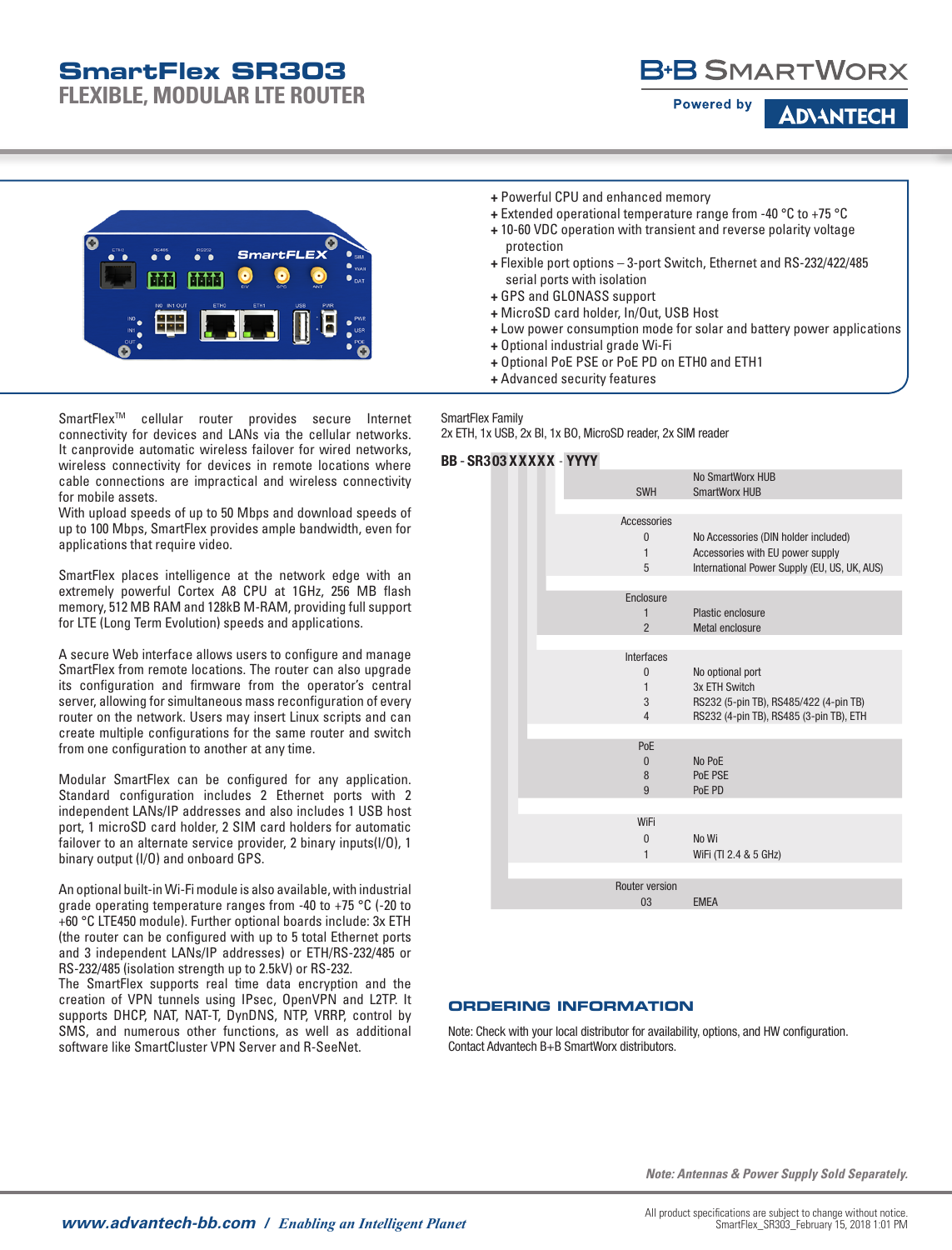# SmartFlex SR303

## FLEXIBLE, MODULAR LTE ROUTER

B+B SMARTWORX Powered by ADVANTECH

- + Powerful CPU and enhanced memory
- + Extended operational temperature range from -40 °C to +75 °C
- + 10-60 VDC operation with transient and reverse polarity voltage protection
- + Flexible port options – 3-port Switch, Ethernet and RS-232/422/485 serial ports with isolation
- + GPS and GLONASS support
- + MicroSD card holder, In/Out, USB Host
- + Low power consumption mode for solar and battery power applications
- + Optional industrial grade Wi-Fi
- + Optional PoE PSE or PoE PD on ETH0 and ETH1
- + Advanced security features

SmartFlex™ cellular router provides secure Internet connectivity for devices and LANs via the cellular networks. It canprovide automatic wireless failover for wired networks, wireless connectivity for devices in remote locations where cable connections are impractical and wireless connectivity for mobile assets.
With upload speeds of up to 50 Mbps and download speeds of up to 100 Mbps, SmartFlex provides ample bandwidth, even for applications that require video.

SmartFlex places intelligence at the network edge with an extremely powerful Cortex A8 CPU at 1GHz, 256 MB flash memory, 512 MB RAM and 128kB M-RAM, providing full support for LTE (Long Term Evolution) speeds and applications.

A secure Web interface allows users to configure and manage SmartFlex from remote locations. The router can also upgrade its configuration and firmware from the operator's central server, allowing for simultaneous mass reconfiguration of every router on the network. Users may insert Linux scripts and can create multiple configurations for the same router and switch from one configuration to another at any time.

Modular SmartFlex can be configured for any application. Standard configuration includes 2 Ethernet ports with 2 independent LANs/IP addresses and also includes 1 USB host port, 1 microSD card holder, 2 SIM card holders for automatic failover to an alternate service provider, 2 binary inputs(I/O), 1 binary output (I/O) and onboard GPS.

An optional built-in Wi-Fi module is also available, with industrial grade operating temperature ranges from -40 to +75 °C (-20 to +60 °C LTE450 module). Further optional boards include: 3x ETH (the router can be configured with up to 5 total Ethernet ports and 3 independent LANs/IP addresses) or ETH/RS-232/485 or RS-232/485 (isolation strength up to 2.5kV) or RS-232.
The SmartFlex supports real time data encryption and the creation of VPN tunnels using IPsec, OpenVPN and L2TP. It supports DHCP, NAT, NAT-T, DynDNS, NTP, VRRP, control by SMS, and numerous other functions, as well as additional software like SmartCluster VPN Server and R-SeeNet.

SmartFlex Family
2x ETH, 1x USB, 2x BI, 1x BO, MicroSD reader, 2x SIM reader

**BB - SR303 X X X X X - YYYY**

| Option | Code | Description |
|---|---|---|
| SWH | | No SmartWorx HUB |
| | | SmartWorx HUB |
| Accessories | 0 | No Accessories (DIN holder included) |
| | 1 | Accessories with EU power supply |
| | 5 | International Power Supply (EU, US, UK, AUS) |
| Enclosure | 1 | Plastic enclosure |
| | 2 | Metal enclosure |
| Interfaces | 0 | No optional port |
| | 1 | 3x ETH Switch |
| | 3 | RS232 (5-pin TB), RS485/422 (4-pin TB) |
| | 4 | RS232 (4-pin TB), RS485 (3-pin TB), ETH |
| PoE | 0 | No PoE |
| | 8 | PoE PSE |
| | 9 | PoE PD |
| WiFi | 0 | No Wi |
| | 1 | WiFi (TI 2.4 & 5 GHz) |
| Router version | 03 | EMEA |

## ORDERING INFORMATION

Note: Check with your local distributor for availability, options, and HW configuration.
Contact Advantech B+B SmartWorx distributors.

*Note: Antennas & Power Supply Sold Separately.*

*www.advantech-bb.com / Enabling an Intelligent Planet*

All product specifications are subject to change without notice.
SmartFlex_SR303_February 15, 2018 1:01 PM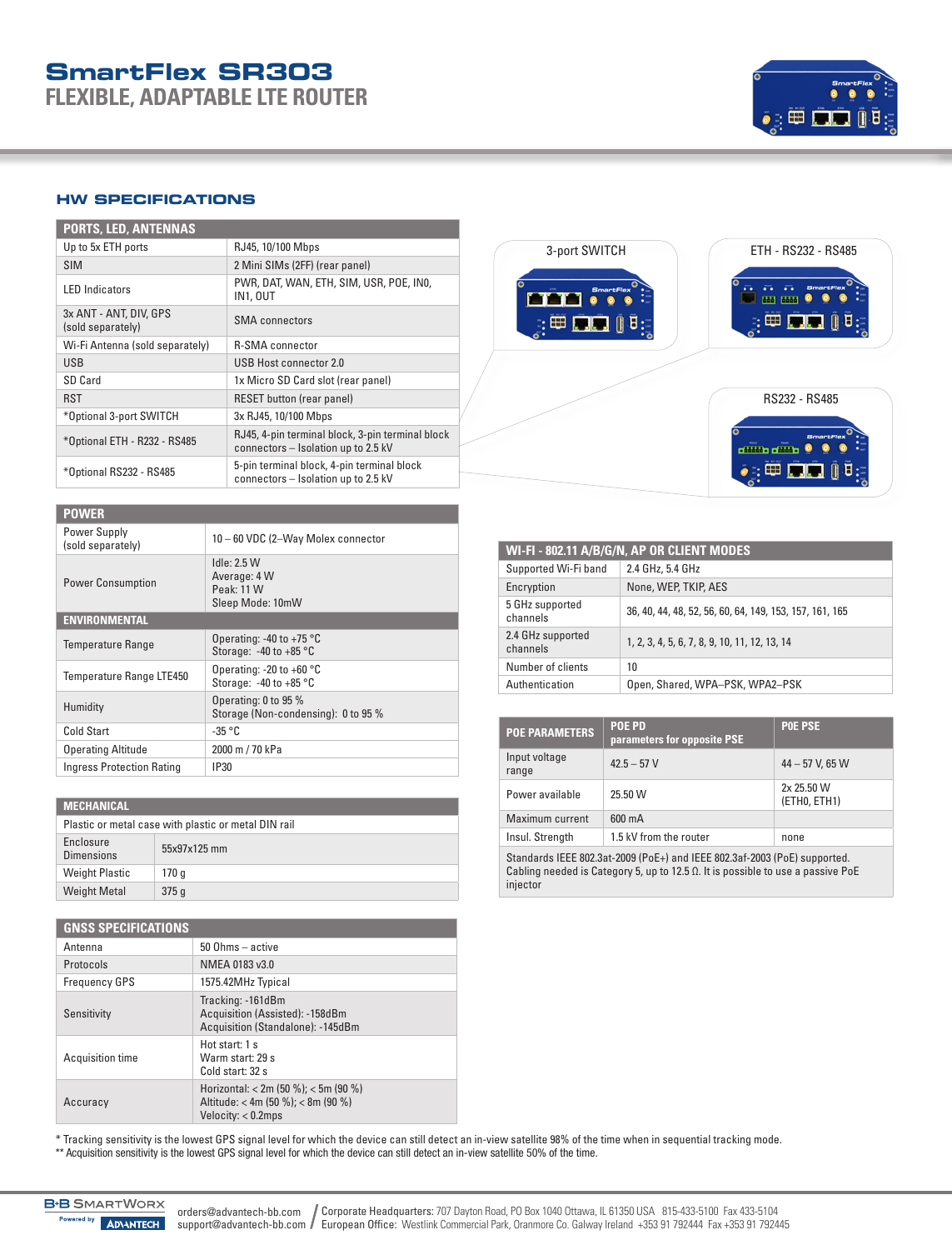# SmartFlex SR303

## FLEXIBLE, ADAPTABLE LTE ROUTER

## HW SPECIFICATIONS

| PORTS, LED, ANTENNAS | |
|---|---|
| Up to 5x ETH ports | RJ45, 10/100 Mbps |
| SIM | 2 Mini SIMs (2FF) (rear panel) |
| LED Indicators | PWR, DAT, WAN, ETH, SIM, USR, POE, IN0, IN1, OUT |
| 3x ANT - ANT, DIV, GPS (sold separately) | SMA connectors |
| Wi-Fi Antenna (sold separately) | R-SMA connector |
| USB | USB Host connector 2.0 |
| SD Card | 1x Micro SD Card slot (rear panel) |
| RST | RESET button (rear panel) |
| *Optional 3-port SWITCH | 3x RJ45, 10/100 Mbps |
| *Optional ETH - R232 - RS485 | RJ45, 4-pin terminal block, 3-pin terminal block connectors – Isolation up to 2.5 kV |
| *Optional RS232 - RS485 | 5-pin terminal block, 4-pin terminal block connectors – Isolation up to 2.5 kV |

3-port SWITCH

ETH - RS232 - RS485

RS232 - RS485

| POWER | |
|---|---|
| Power Supply (sold separately) | 10 – 60 VDC (2–Way Molex connector |
| Power Consumption | Idle: 2.5 W<br>Average: 4 W<br>Peak: 11 W<br>Sleep Mode: 10mW |
| **ENVIRONMENTAL** | |
| Temperature Range | Operating: -40 to +75 °C<br>Storage: -40 to +85 °C |
| Temperature Range LTE450 | Operating: -20 to +60 °C<br>Storage: -40 to +85 °C |
| Humidity | Operating: 0 to 95 %<br>Storage (Non-condensing): 0 to 95 % |
| Cold Start | -35 °C |
| Operating Altitude | 2000 m / 70 kPa |
| Ingress Protection Rating | IP30 |

| MECHANICAL | |
|---|---|
| Plastic or metal case with plastic or metal DIN rail | |
| Enclosure Dimensions | 55x97x125 mm |
| Weight Plastic | 170 g |
| Weight Metal | 375 g |

| GNSS SPECIFICATIONS | |
|---|---|
| Antenna | 50 Ohms – active |
| Protocols | NMEA 0183 v3.0 |
| Frequency GPS | 1575.42MHz Typical |
| Sensitivity | Tracking: -161dBm<br>Acquisition (Assisted): -158dBm<br>Acquisition (Standalone): -145dBm |
| Acquisition time | Hot start: 1 s<br>Warm start: 29 s<br>Cold start: 32 s |
| Accuracy | Horizontal: < 2m (50 %); < 5m (90 %)<br>Altitude: < 4m (50 %); < 8m (90 %)<br>Velocity: < 0.2mps |

| WI-FI - 802.11 A/B/G/N, AP OR CLIENT MODES | |
|---|---|
| Supported Wi-Fi band | 2.4 GHz, 5.4 GHz |
| Encryption | None, WEP, TKIP, AES |
| 5 GHz supported channels | 36, 40, 44, 48, 52, 56, 60, 64, 149, 153, 157, 161, 165 |
| 2.4 GHz supported channels | 1, 2, 3, 4, 5, 6, 7, 8, 9, 10, 11, 12, 13, 14 |
| Number of clients | 10 |
| Authentication | Open, Shared, WPA–PSK, WPA2–PSK |

| POE PARAMETERS | POE PD parameters for opposite PSE | POE PSE |
|---|---|---|
| Input voltage range | 42.5 – 57 V | 44 – 57 V, 65 W |
| Power available | 25.50 W | 2x 25.50 W (ETH0, ETH1) |
| Maximum current | 600 mA | |
| Insul. Strength | 1.5 kV from the router | none |

Standards IEEE 802.3at-2009 (PoE+) and IEEE 802.3af-2003 (PoE) supported. Cabling needed is Category 5, up to 12.5 Ω. It is possible to use a passive PoE injector

\* Tracking sensitivity is the lowest GPS signal level for which the device can still detect an in-view satellite 98% of the time when in sequential tracking mode.
\*\* Acquisition sensitivity is the lowest GPS signal level for which the device can still detect an in-view satellite 50% of the time.

B+B SmartWorx Powered by Advantech

orders@advantech-bb.com
support@advantech-bb.com

Corporate Headquarters: 707 Dayton Road, PO Box 1040 Ottawa, IL 61350 USA 815-433-5100 Fax 433-5104
European Office: Westlink Commercial Park, Oranmore Co. Galway Ireland +353 91 792444 Fax +353 91 792445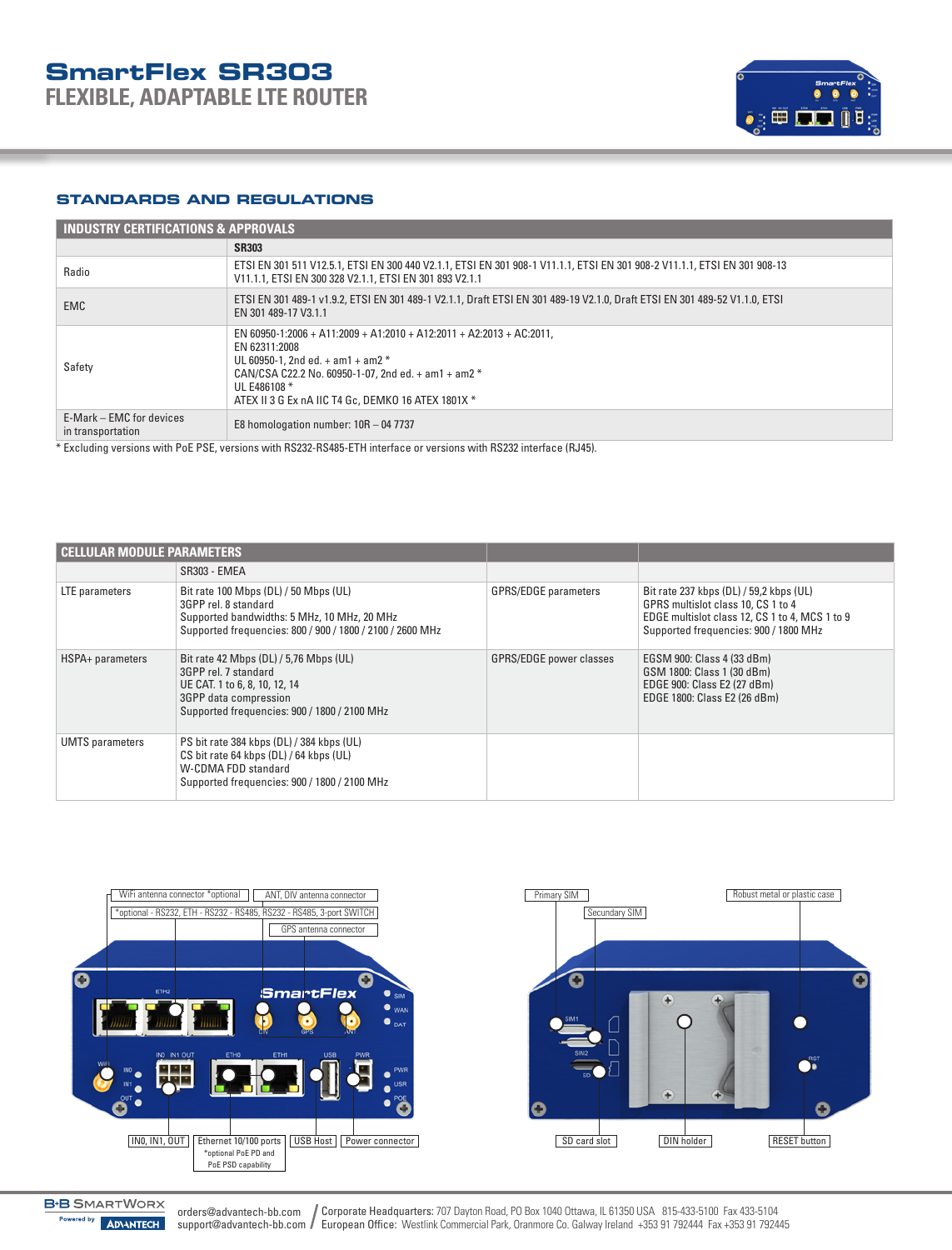# SmartFlex SR303

## FLEXIBLE, ADAPTABLE LTE ROUTER

## STANDARDS AND REGULATIONS

| INDUSTRY CERTIFICATIONS & APPROVALS | |
|---|---|
| | **SR303** |
| Radio | ETSI EN 301 511 V12.5.1, ETSI EN 300 440 V2.1.1, ETSI EN 301 908-1 V11.1.1, ETSI EN 301 908-2 V11.1.1, ETSI EN 301 908-13 V11.1.1, ETSI EN 300 328 V2.1.1, ETSI EN 301 893 V2.1.1 |
| EMC | ETSI EN 301 489-1 v1.9.2, ETSI EN 301 489-1 V2.1.1, Draft ETSI EN 301 489-19 V2.1.0, Draft ETSI EN 301 489-52 V1.1.0, ETSI EN 301 489-17 V3.1.1 |
| Safety | EN 60950-1:2006 + A11:2009 + A1:2010 + A12:2011 + A2:2013 + AC:2011,<br>EN 62311:2008<br>UL 60950-1, 2nd ed. + am1 + am2 *<br>CAN/CSA C22.2 No. 60950-1-07, 2nd ed. + am1 + am2 *<br>UL E486108 *<br>ATEX II 3 G Ex nA IIC T4 Gc, DEMKO 16 ATEX 1801X * |
| E-Mark – EMC for devices in transportation | E8 homologation number: 10R – 04 7737 |

* Excluding versions with PoE PSE, versions with RS232-RS485-ETH interface or versions with RS232 interface (RJ45).

| CELLULAR MODULE PARAMETERS | | | |
|---|---|---|---|
| | SR303 - EMEA | | |
| LTE parameters | Bit rate 100 Mbps (DL) / 50 Mbps (UL)<br>3GPP rel. 8 standard<br>Supported bandwidths: 5 MHz, 10 MHz, 20 MHz<br>Supported frequencies: 800 / 900 / 1800 / 2100 / 2600 MHz | GPRS/EDGE parameters | Bit rate 237 kbps (DL) / 59,2 kbps (UL)<br>GPRS multislot class 10, CS 1 to 4<br>EDGE multislot class 12, CS 1 to 4, MCS 1 to 9<br>Supported frequencies: 900 / 1800 MHz |
| HSPA+ parameters | Bit rate 42 Mbps (DL) / 5,76 Mbps (UL)<br>3GPP rel. 7 standard<br>UE CAT. 1 to 6, 8, 10, 12, 14<br>3GPP data compression<br>Supported frequencies: 900 / 1800 / 2100 MHz | GPRS/EDGE power classes | EGSM 900: Class 4 (33 dBm)<br>GSM 1800: Class 1 (30 dBm)<br>EDGE 900: Class E2 (27 dBm)<br>EDGE 1800: Class E2 (26 dBm) |
| UMTS parameters | PS bit rate 384 kbps (DL) / 384 kbps (UL)<br>CS bit rate 64 kbps (DL) / 64 kbps (UL)<br>W-CDMA FDD standard<br>Supported frequencies: 900 / 1800 / 2100 MHz | | |

WiFi antenna connector *optional
ANT, DIV antenna connector
*optional - RS232, ETH - RS232 - RS485, RS232 - RS485, 3-port SWITCH
GPS antenna connector
IN0, IN1, OUT
Ethernet 10/100 ports *optional PoE PD and PoE PSD capability
USB Host
Power connector

Primary SIM
Secundary SIM
Robust metal or plastic case
SD card slot
DIN holder
RESET button

B+B SmartWorx Powered by Advantech
orders@advantech-bb.com / support@advantech-bb.com
Corporate Headquarters: 707 Dayton Road, PO Box 1040 Ottawa, IL 61350 USA 815-433-5100 Fax 433-5104
European Office: Westlink Commercial Park, Oranmore Co. Galway Ireland +353 91 792444 Fax +353 91 792445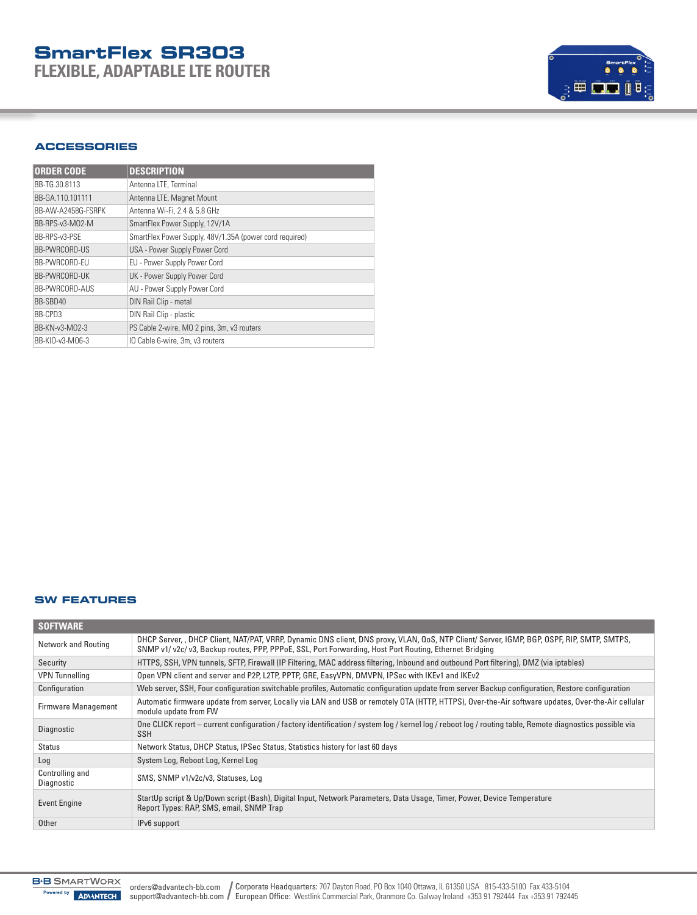# SmartFlex SR303

## FLEXIBLE, ADAPTABLE LTE ROUTER

## ACCESSORIES

| ORDER CODE | DESCRIPTION |
|---|---|
| BB-TG.30.8113 | Antenna LTE, Terminal |
| BB-GA.110.101111 | Antenna LTE, Magnet Mount |
| BB-AW-A2458G-FSRPK | Antenna Wi-Fi, 2.4 & 5.8 GHz |
| BB-RPS-v3-MO2-M | SmartFlex Power Supply, 12V/1A |
| BB-RPS-v3-PSE | SmartFlex Power Supply, 48V/1.35A (power cord required) |
| BB-PWRCORD-US | USA - Power Supply Power Cord |
| BB-PWRCORD-EU | EU - Power Supply Power Cord |
| BB-PWRCORD-UK | UK - Power Supply Power Cord |
| BB-PWRCORD-AUS | AU - Power Supply Power Cord |
| BB-SBD40 | DIN Rail Clip - metal |
| BB-CPD3 | DIN Rail Clip - plastic |
| BB-KN-v3-MO2-3 | PS Cable 2-wire, MO 2 pins, 3m, v3 routers |
| BB-KIO-v3-MO6-3 | IO Cable 6-wire, 3m, v3 routers |

## SW FEATURES

| SOFTWARE | |
|---|---|
| Network and Routing | DHCP Server, , DHCP Client, NAT/PAT, VRRP, Dynamic DNS client, DNS proxy, VLAN, QoS, NTP Client/ Server, IGMP, BGP, OSPF, RIP, SMTP, SMTPS, SNMP v1/ v2c/ v3, Backup routes, PPP, PPPoE, SSL, Port Forwarding, Host Port Routing, Ethernet Bridging |
| Security | HTTPS, SSH, VPN tunnels, SFTP, Firewall (IP Filtering, MAC address filtering, Inbound and outbound Port filtering), DMZ (via iptables) |
| VPN Tunnelling | Open VPN client and server and P2P, L2TP, PPTP, GRE, EasyVPN, DMVPN, IPSec with IKEv1 and IKEv2 |
| Configuration | Web server, SSH, Four configuration switchable profiles, Automatic configuration update from server Backup configuration, Restore configuration |
| Firmware Management | Automatic firmware update from server, Locally via LAN and USB or remotely OTA (HTTP, HTTPS), Over-the-Air software updates, Over-the-Air cellular module update from FW |
| Diagnostic | One CLICK report – current configuration / factory identification / system log / kernel log / reboot log / routing table, Remote diagnostics possible via SSH |
| Status | Network Status, DHCP Status, IPSec Status, Statistics history for last 60 days |
| Log | System Log, Reboot Log, Kernel Log |
| Controlling and Diagnostic | SMS, SNMP v1/v2c/v3, Statuses, Log |
| Event Engine | StartUp script & Up/Down script (Bash), Digital Input, Network Parameters, Data Usage, Timer, Power, Device Temperature<br>Report Types: RAP, SMS, email, SNMP Trap |
| Other | IPv6 support |

B+B SMARTWORX Powered by ADVANTECH

orders@advantech-bb.com
support@advantech-bb.com

Corporate Headquarters: 707 Dayton Road, PO Box 1040 Ottawa, IL 61350 USA 815-433-5100 Fax 433-5104
European Office: Westlink Commercial Park, Oranmore Co. Galway Ireland +353 91 792444 Fax +353 91 792445